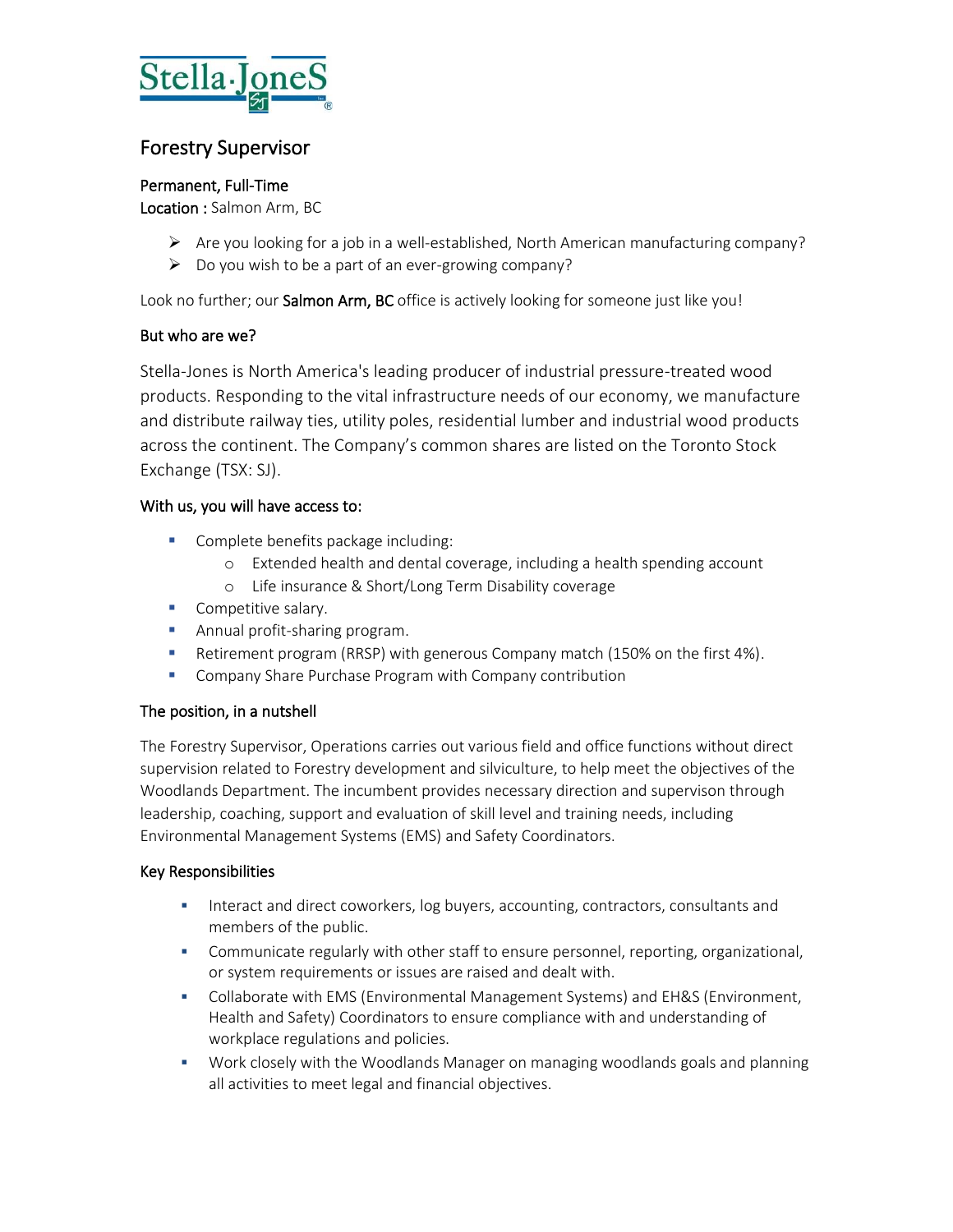Stella-Jones

# Forestry Supervisor

**Permanent, Full-Time**
**Location :** Salmon Arm, BC

- Are you looking for a job in a well-established, North American manufacturing company?
- Do you wish to be a part of an ever-growing company?

Look no further; our **Salmon Arm, BC** office is actively looking for someone just like you!

### But who are we?

Stella-Jones is North America's leading producer of industrial pressure-treated wood products. Responding to the vital infrastructure needs of our economy, we manufacture and distribute railway ties, utility poles, residential lumber and industrial wood products across the continent. The Company's common shares are listed on the Toronto Stock Exchange (TSX: SJ).

### With us, you will have access to:

- Complete benefits package including:
  - Extended health and dental coverage, including a health spending account
  - Life insurance & Short/Long Term Disability coverage
- Competitive salary.
- Annual profit-sharing program.
- Retirement program (RRSP) with generous Company match (150% on the first 4%).
- Company Share Purchase Program with Company contribution

### The position, in a nutshell

The Forestry Supervisor, Operations carries out various field and office functions without direct supervision related to Forestry development and silviculture, to help meet the objectives of the Woodlands Department. The incumbent provides necessary direction and supervison through leadership, coaching, support and evaluation of skill level and training needs, including Environmental Management Systems (EMS) and Safety Coordinators.

### Key Responsibilities

- Interact and direct coworkers, log buyers, accounting, contractors, consultants and members of the public.
- Communicate regularly with other staff to ensure personnel, reporting, organizational, or system requirements or issues are raised and dealt with.
- Collaborate with EMS (Environmental Management Systems) and EH&S (Environment, Health and Safety) Coordinators to ensure compliance with and understanding of workplace regulations and policies.
- Work closely with the Woodlands Manager on managing woodlands goals and planning all activities to meet legal and financial objectives.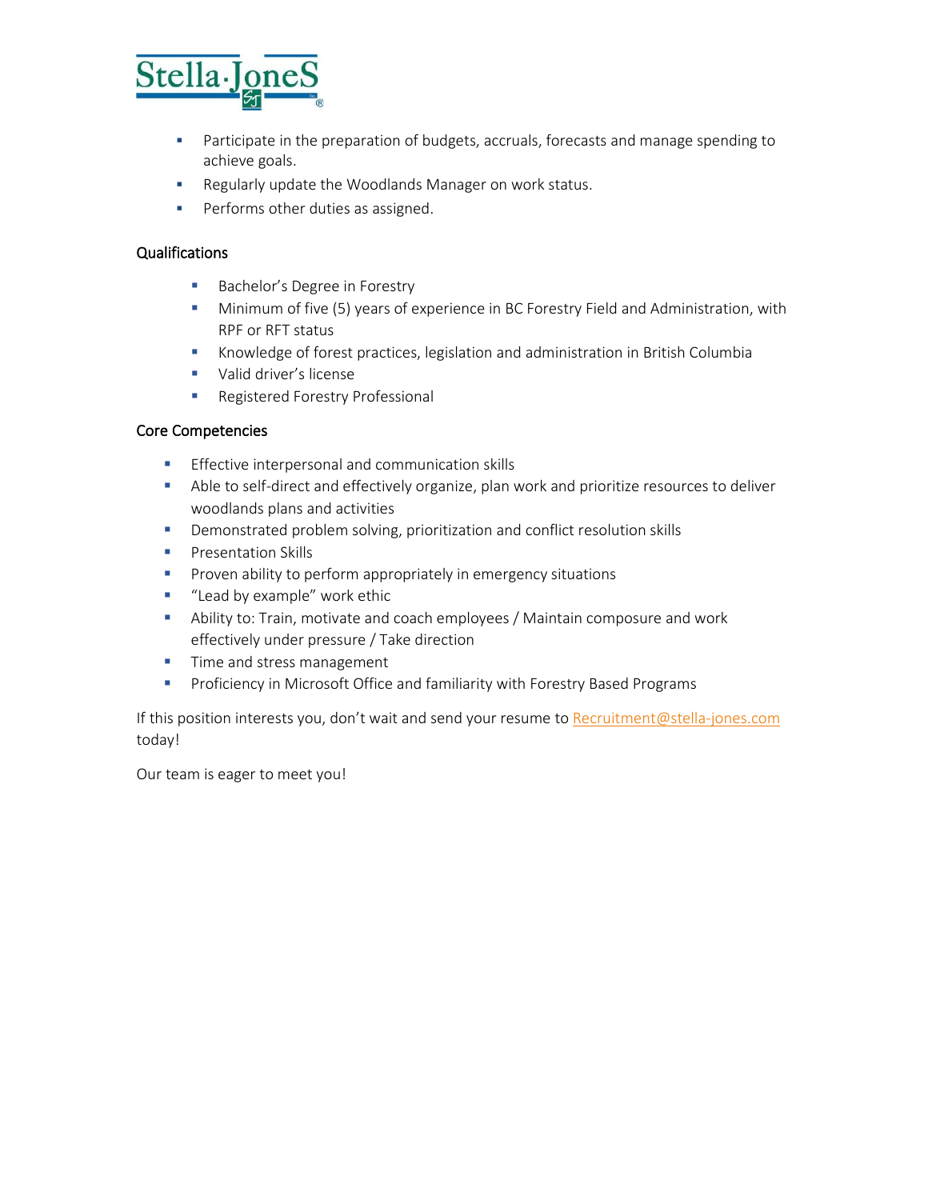- Participate in the preparation of budgets, accruals, forecasts and manage spending to achieve goals.
- Regularly update the Woodlands Manager on work status.
- Performs other duties as assigned.

## Qualifications

- Bachelor's Degree in Forestry
- Minimum of five (5) years of experience in BC Forestry Field and Administration, with RPF or RFT status
- Knowledge of forest practices, legislation and administration in British Columbia
- Valid driver's license
- Registered Forestry Professional

## Core Competencies

- Effective interpersonal and communication skills
- Able to self-direct and effectively organize, plan work and prioritize resources to deliver woodlands plans and activities
- Demonstrated problem solving, prioritization and conflict resolution skills
- Presentation Skills
- Proven ability to perform appropriately in emergency situations
- "Lead by example" work ethic
- Ability to: Train, motivate and coach employees / Maintain composure and work effectively under pressure / Take direction
- Time and stress management
- Proficiency in Microsoft Office and familiarity with Forestry Based Programs

If this position interests you, don't wait and send your resume to Recruitment@stella-jones.com today!

Our team is eager to meet you!